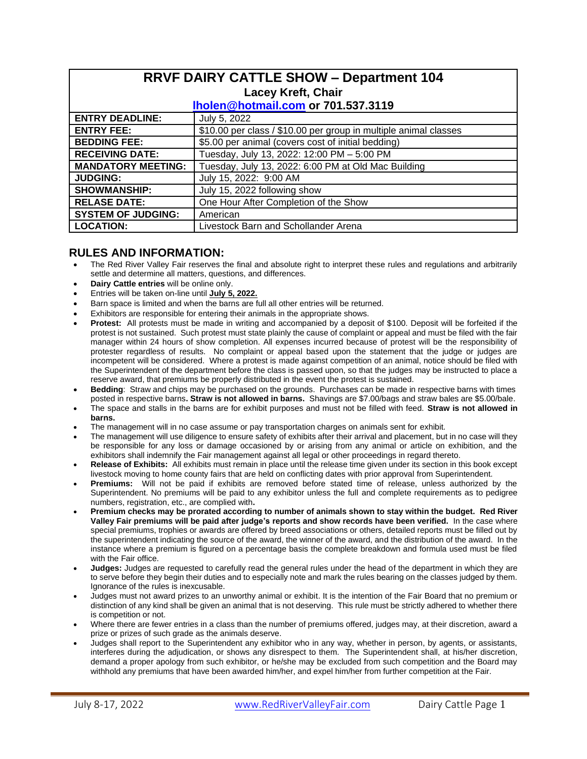# RRVF DAIRY CATTLE SHOW – Department 104

**Lacey Kreft, Chair**

**[lholen@hotmail.com](mailto:lholen@hotmail.com) or 701.537.3119**

| | |
|---|---|
| **ENTRY DEADLINE:** | July 5, 2022 |
| **ENTRY FEE:** | $10.00 per class / $10.00 per group in multiple animal classes |
| **BEDDING FEE:** | $5.00 per animal (covers cost of initial bedding) |
| **RECEIVING DATE:** | Tuesday, July 13, 2022: 12:00 PM – 5:00 PM |
| **MANDATORY MEETING:** | Tuesday, July 13, 2022: 6:00 PM at Old Mac Building |
| **JUDGING:** | July 15, 2022: 9:00 AM |
| **SHOWMANSHIP:** | July 15, 2022 following show |
| **RELASE DATE:** | One Hour After Completion of the Show |
| **SYSTEM OF JUDGING:** | American |
| **LOCATION:** | Livestock Barn and Schollander Arena |

## RULES AND INFORMATION:

- The Red River Valley Fair reserves the final and absolute right to interpret these rules and regulations and arbitrarily settle and determine all matters, questions, and differences.
- **Dairy Cattle entries** will be online only.
- Entries will be taken on-line until **July 5, 2022.**
- Barn space is limited and when the barns are full all other entries will be returned.
- Exhibitors are responsible for entering their animals in the appropriate shows.
- **Protest:** All protests must be made in writing and accompanied by a deposit of $100. Deposit will be forfeited if the protest is not sustained. Such protest must state plainly the cause of complaint or appeal and must be filed with the fair manager within 24 hours of show completion. All expenses incurred because of protest will be the responsibility of protester regardless of results. No complaint or appeal based upon the statement that the judge or judges are incompetent will be considered. Where a protest is made against competition of an animal, notice should be filed with the Superintendent of the department before the class is passed upon, so that the judges may be instructed to place a reserve award, that premiums be properly distributed in the event the protest is sustained.
- **Bedding**: Straw and chips may be purchased on the grounds. Purchases can be made in respective barns with times posted in respective barns**. Straw is not allowed in barns.** Shavings are $7.00/bags and straw bales are $5.00/bale.
- The space and stalls in the barns are for exhibit purposes and must not be filled with feed. **Straw is not allowed in barns.**
- The management will in no case assume or pay transportation charges on animals sent for exhibit.
- The management will use diligence to ensure safety of exhibits after their arrival and placement, but in no case will they be responsible for any loss or damage occasioned by or arising from any animal or article on exhibition, and the exhibitors shall indemnify the Fair management against all legal or other proceedings in regard thereto.
- **Release of Exhibits:** All exhibits must remain in place until the release time given under its section in this book except livestock moving to home county fairs that are held on conflicting dates with prior approval from Superintendent.
- **Premiums:** Will not be paid if exhibits are removed before stated time of release, unless authorized by the Superintendent. No premiums will be paid to any exhibitor unless the full and complete requirements as to pedigree numbers, registration, etc., are complied with**.**
- **Premium checks may be prorated according to number of animals shown to stay within the budget. Red River Valley Fair premiums will be paid after judge's reports and show records have been verified.** In the case where special premiums, trophies or awards are offered by breed associations or others, detailed reports must be filled out by the superintendent indicating the source of the award, the winner of the award, and the distribution of the award. In the instance where a premium is figured on a percentage basis the complete breakdown and formula used must be filed with the Fair office.
- **Judges:** Judges are requested to carefully read the general rules under the head of the department in which they are to serve before they begin their duties and to especially note and mark the rules bearing on the classes judged by them. Ignorance of the rules is inexcusable.
- Judges must not award prizes to an unworthy animal or exhibit. It is the intention of the Fair Board that no premium or distinction of any kind shall be given an animal that is not deserving. This rule must be strictly adhered to whether there is competition or not.
- Where there are fewer entries in a class than the number of premiums offered, judges may, at their discretion, award a prize or prizes of such grade as the animals deserve.
- Judges shall report to the Superintendent any exhibitor who in any way, whether in person, by agents, or assistants, interferes during the adjudication, or shows any disrespect to them. The Superintendent shall, at his/her discretion, demand a proper apology from such exhibitor, or he/she may be excluded from such competition and the Board may withhold any premiums that have been awarded him/her, and expel him/her from further competition at the Fair.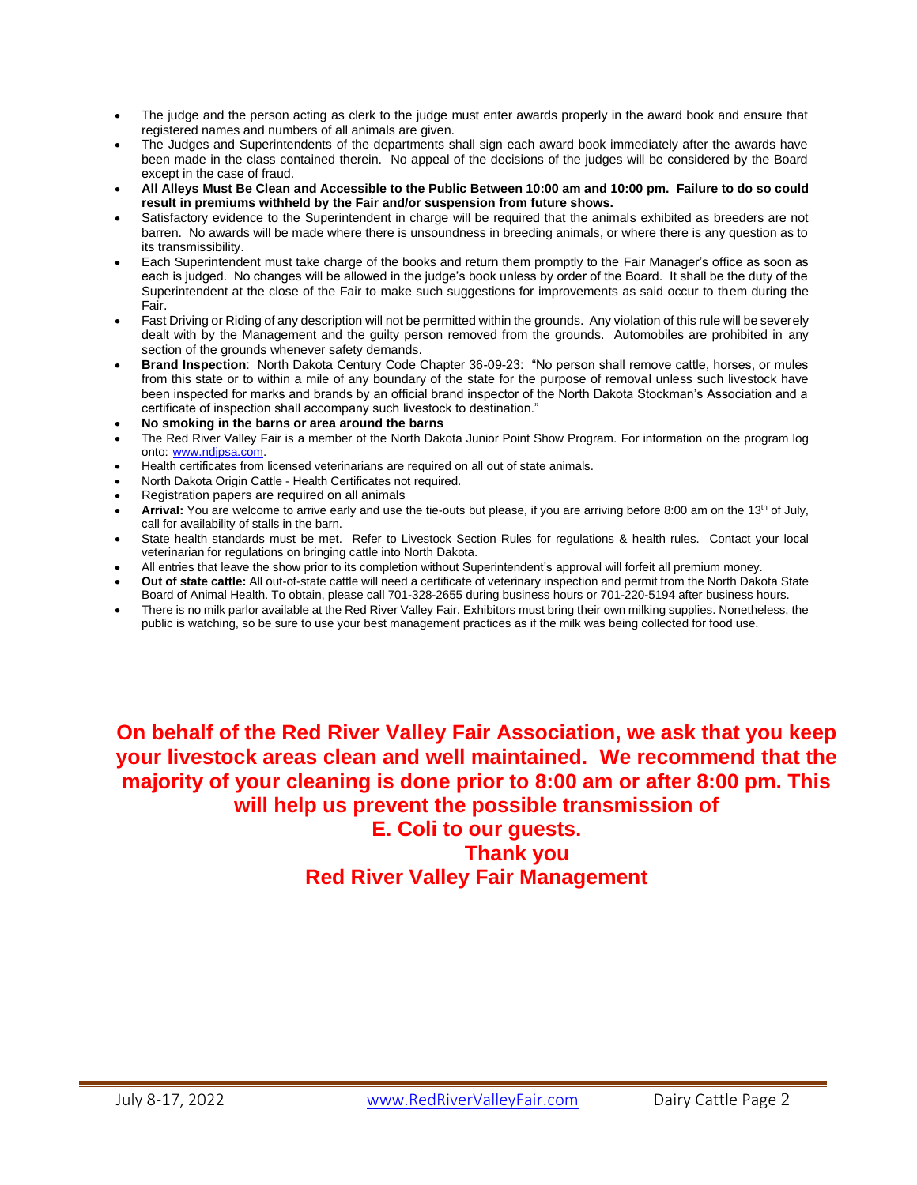- The judge and the person acting as clerk to the judge must enter awards properly in the award book and ensure that registered names and numbers of all animals are given.
- The Judges and Superintendents of the departments shall sign each award book immediately after the awards have been made in the class contained therein. No appeal of the decisions of the judges will be considered by the Board except in the case of fraud.
- **All Alleys Must Be Clean and Accessible to the Public Between 10:00 am and 10:00 pm. Failure to do so could result in premiums withheld by the Fair and/or suspension from future shows.**
- Satisfactory evidence to the Superintendent in charge will be required that the animals exhibited as breeders are not barren. No awards will be made where there is unsoundness in breeding animals, or where there is any question as to its transmissibility.
- Each Superintendent must take charge of the books and return them promptly to the Fair Manager's office as soon as each is judged. No changes will be allowed in the judge's book unless by order of the Board. It shall be the duty of the Superintendent at the close of the Fair to make such suggestions for improvements as said occur to them during the Fair.
- Fast Driving or Riding of any description will not be permitted within the grounds. Any violation of this rule will be severely dealt with by the Management and the guilty person removed from the grounds. Automobiles are prohibited in any section of the grounds whenever safety demands.
- **Brand Inspection**: North Dakota Century Code Chapter 36-09-23: "No person shall remove cattle, horses, or mules from this state or to within a mile of any boundary of the state for the purpose of removal unless such livestock have been inspected for marks and brands by an official brand inspector of the North Dakota Stockman's Association and a certificate of inspection shall accompany such livestock to destination."
- **No smoking in the barns or area around the barns**
- The Red River Valley Fair is a member of the North Dakota Junior Point Show Program. For information on the program log onto: www.ndjpsa.com.
- Health certificates from licensed veterinarians are required on all out of state animals.
- North Dakota Origin Cattle - Health Certificates not required.
- Registration papers are required on all animals
- **Arrival:** You are welcome to arrive early and use the tie-outs but please, if you are arriving before 8:00 am on the 13th of July, call for availability of stalls in the barn.
- State health standards must be met. Refer to Livestock Section Rules for regulations & health rules. Contact your local veterinarian for regulations on bringing cattle into North Dakota.
- All entries that leave the show prior to its completion without Superintendent's approval will forfeit all premium money.
- **Out of state cattle:** All out-of-state cattle will need a certificate of veterinary inspection and permit from the North Dakota State Board of Animal Health. To obtain, please call 701-328-2655 during business hours or 701-220-5194 after business hours.
- There is no milk parlor available at the Red River Valley Fair. Exhibitors must bring their own milking supplies. Nonetheless, the public is watching, so be sure to use your best management practices as if the milk was being collected for food use.

**On behalf of the Red River Valley Fair Association, we ask that you keep your livestock areas clean and well maintained. We recommend that the majority of your cleaning is done prior to 8:00 am or after 8:00 pm. This will help us prevent the possible transmission of E. Coli to our guests.**

**Thank you**

**Red River Valley Fair Management**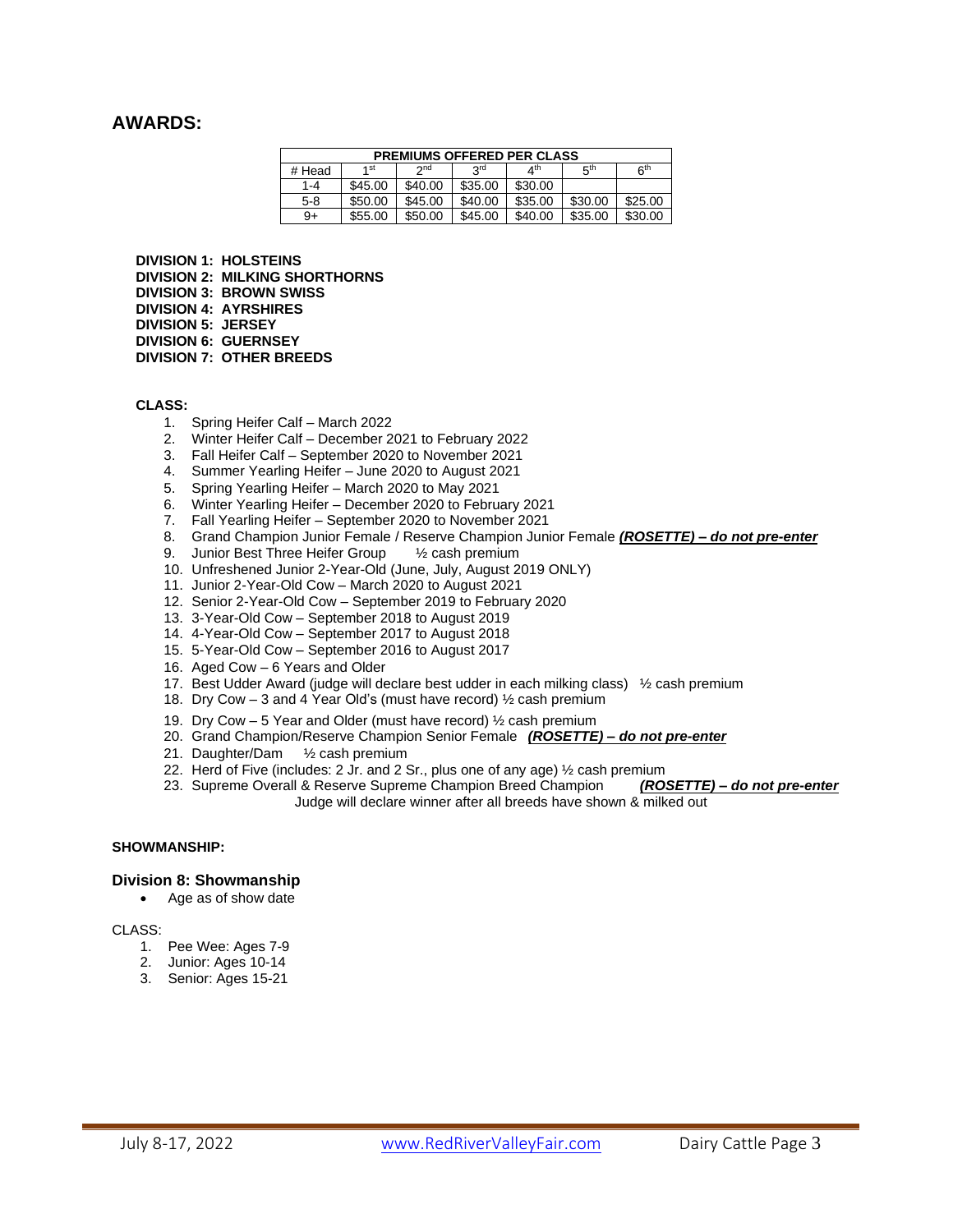## AWARDS:

| PREMIUMS OFFERED PER CLASS | | | | | | |
|---|---|---|---|---|---|---|
| # Head | 1st | 2nd | 3rd | 4th | 5th | 6th |
| 1-4 | $45.00 | $40.00 | $35.00 | $30.00 | | |
| 5-8 | $50.00 | $45.00 | $40.00 | $35.00 | $30.00 | $25.00 |
| 9+ | $55.00 | $50.00 | $45.00 | $40.00 | $35.00 | $30.00 |

**DIVISION 1: HOLSTEINS**
**DIVISION 2: MILKING SHORTHORNS**
**DIVISION 3: BROWN SWISS**
**DIVISION 4: AYRSHIRES**
**DIVISION 5: JERSEY**
**DIVISION 6: GUERNSEY**
**DIVISION 7: OTHER BREEDS**

**CLASS:**

1. Spring Heifer Calf – March 2022
2. Winter Heifer Calf – December 2021 to February 2022
3. Fall Heifer Calf – September 2020 to November 2021
4. Summer Yearling Heifer – June 2020 to August 2021
5. Spring Yearling Heifer – March 2020 to May 2021
6. Winter Yearling Heifer – December 2020 to February 2021
7. Fall Yearling Heifer – September 2020 to November 2021
8. Grand Champion Junior Female / Reserve Champion Junior Female ***(ROSETTE) – do not pre-enter***
9. Junior Best Three Heifer Group ½ cash premium
10. Unfreshened Junior 2-Year-Old (June, July, August 2019 ONLY)
11. Junior 2-Year-Old Cow – March 2020 to August 2021
12. Senior 2-Year-Old Cow – September 2019 to February 2020
13. 3-Year-Old Cow – September 2018 to August 2019
14. 4-Year-Old Cow – September 2017 to August 2018
15. 5-Year-Old Cow – September 2016 to August 2017
16. Aged Cow – 6 Years and Older
17. Best Udder Award (judge will declare best udder in each milking class) ½ cash premium
18. Dry Cow – 3 and 4 Year Old's (must have record) ½ cash premium
19. Dry Cow – 5 Year and Older (must have record) ½ cash premium
20. Grand Champion/Reserve Champion Senior Female ***(ROSETTE) – do not pre-enter***
21. Daughter/Dam ½ cash premium
22. Herd of Five (includes: 2 Jr. and 2 Sr., plus one of any age) ½ cash premium
23. Supreme Overall & Reserve Supreme Champion Breed Champion ***(ROSETTE) – do not pre-enter***
    Judge will declare winner after all breeds have shown & milked out

**SHOWMANSHIP:**

### Division 8: Showmanship

- Age as of show date

CLASS:

1. Pee Wee: Ages 7-9
2. Junior: Ages 10-14
3. Senior: Ages 15-21